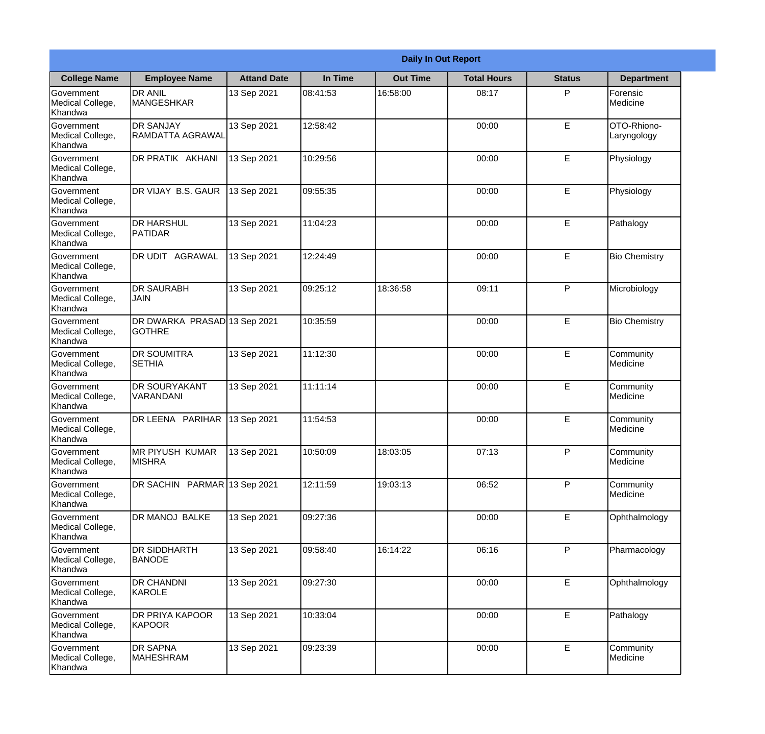| Daily In Out Report | | | | | | | |
|---|---|---|---|---|---|---|---|
| **College Name** | **Employee Name** | **Attand Date** | **In Time** | **Out Time** | **Total Hours** | **Status** | **Department** |
| Government Medical College, Khandwa | DR ANIL MANGESHKAR | 13 Sep 2021 | 08:41:53 | 16:58:00 | 08:17 | P | Forensic Medicine |
| Government Medical College, Khandwa | DR SANJAY RAMDATTA AGRAWAL | 13 Sep 2021 | 12:58:42 | | 00:00 | E | OTO-Rhiono-Laryngology |
| Government Medical College, Khandwa | DR PRATIK AKHANI | 13 Sep 2021 | 10:29:56 | | 00:00 | E | Physiology |
| Government Medical College, Khandwa | DR VIJAY B.S. GAUR | 13 Sep 2021 | 09:55:35 | | 00:00 | E | Physiology |
| Government Medical College, Khandwa | DR HARSHUL PATIDAR | 13 Sep 2021 | 11:04:23 | | 00:00 | E | Pathalogy |
| Government Medical College, Khandwa | DR UDIT AGRAWAL | 13 Sep 2021 | 12:24:49 | | 00:00 | E | Bio Chemistry |
| Government Medical College, Khandwa | DR SAURABH JAIN | 13 Sep 2021 | 09:25:12 | 18:36:58 | 09:11 | P | Microbiology |
| Government Medical College, Khandwa | DR DWARKA PRASAD GOTHRE | 13 Sep 2021 | 10:35:59 | | 00:00 | E | Bio Chemistry |
| Government Medical College, Khandwa | DR SOUMITRA SETHIA | 13 Sep 2021 | 11:12:30 | | 00:00 | E | Community Medicine |
| Government Medical College, Khandwa | DR SOURYAKANT VARANDANI | 13 Sep 2021 | 11:11:14 | | 00:00 | E | Community Medicine |
| Government Medical College, Khandwa | DR LEENA PARIHAR | 13 Sep 2021 | 11:54:53 | | 00:00 | E | Community Medicine |
| Government Medical College, Khandwa | MR PIYUSH KUMAR MISHRA | 13 Sep 2021 | 10:50:09 | 18:03:05 | 07:13 | P | Community Medicine |
| Government Medical College, Khandwa | DR SACHIN PARMAR | 13 Sep 2021 | 12:11:59 | 19:03:13 | 06:52 | P | Community Medicine |
| Government Medical College, Khandwa | DR MANOJ BALKE | 13 Sep 2021 | 09:27:36 | | 00:00 | E | Ophthalmology |
| Government Medical College, Khandwa | DR SIDDHARTH BANODE | 13 Sep 2021 | 09:58:40 | 16:14:22 | 06:16 | P | Pharmacology |
| Government Medical College, Khandwa | DR CHANDNI KAROLE | 13 Sep 2021 | 09:27:30 | | 00:00 | E | Ophthalmology |
| Government Medical College, Khandwa | DR PRIYA KAPOOR KAPOOR | 13 Sep 2021 | 10:33:04 | | 00:00 | E | Pathalogy |
| Government Medical College, Khandwa | DR SAPNA MAHESHRAM | 13 Sep 2021 | 09:23:39 | | 00:00 | E | Community Medicine |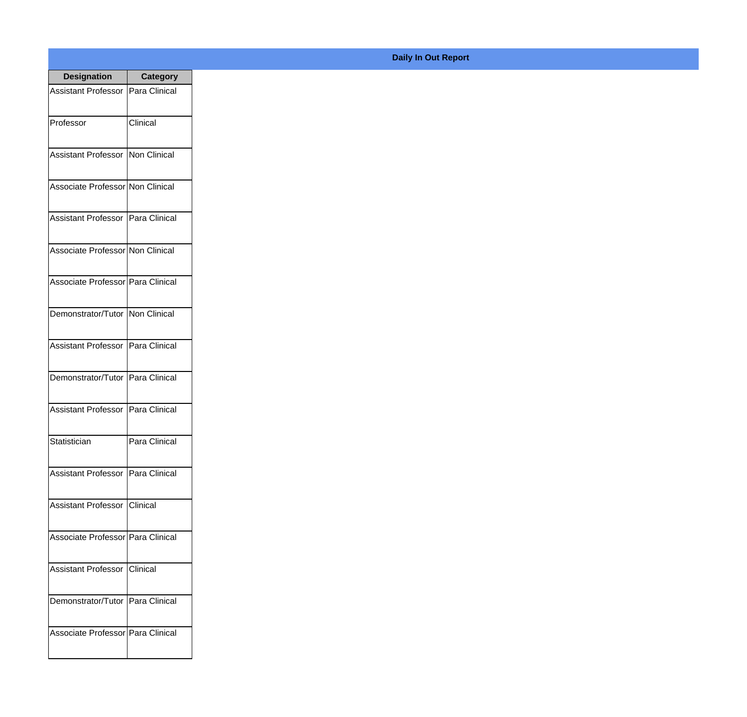**Daily In Out Report**

| Designation | Category |
|---|---|
| Assistant Professor | Para Clinical |
| Professor | Clinical |
| Assistant Professor | Non Clinical |
| Associate Professor | Non Clinical |
| Assistant Professor | Para Clinical |
| Associate Professor | Non Clinical |
| Associate Professor | Para Clinical |
| Demonstrator/Tutor | Non Clinical |
| Assistant Professor | Para Clinical |
| Demonstrator/Tutor | Para Clinical |
| Assistant Professor | Para Clinical |
| Statistician | Para Clinical |
| Assistant Professor | Para Clinical |
| Assistant Professor | Clinical |
| Associate Professor | Para Clinical |
| Assistant Professor | Clinical |
| Demonstrator/Tutor | Para Clinical |
| Associate Professor | Para Clinical |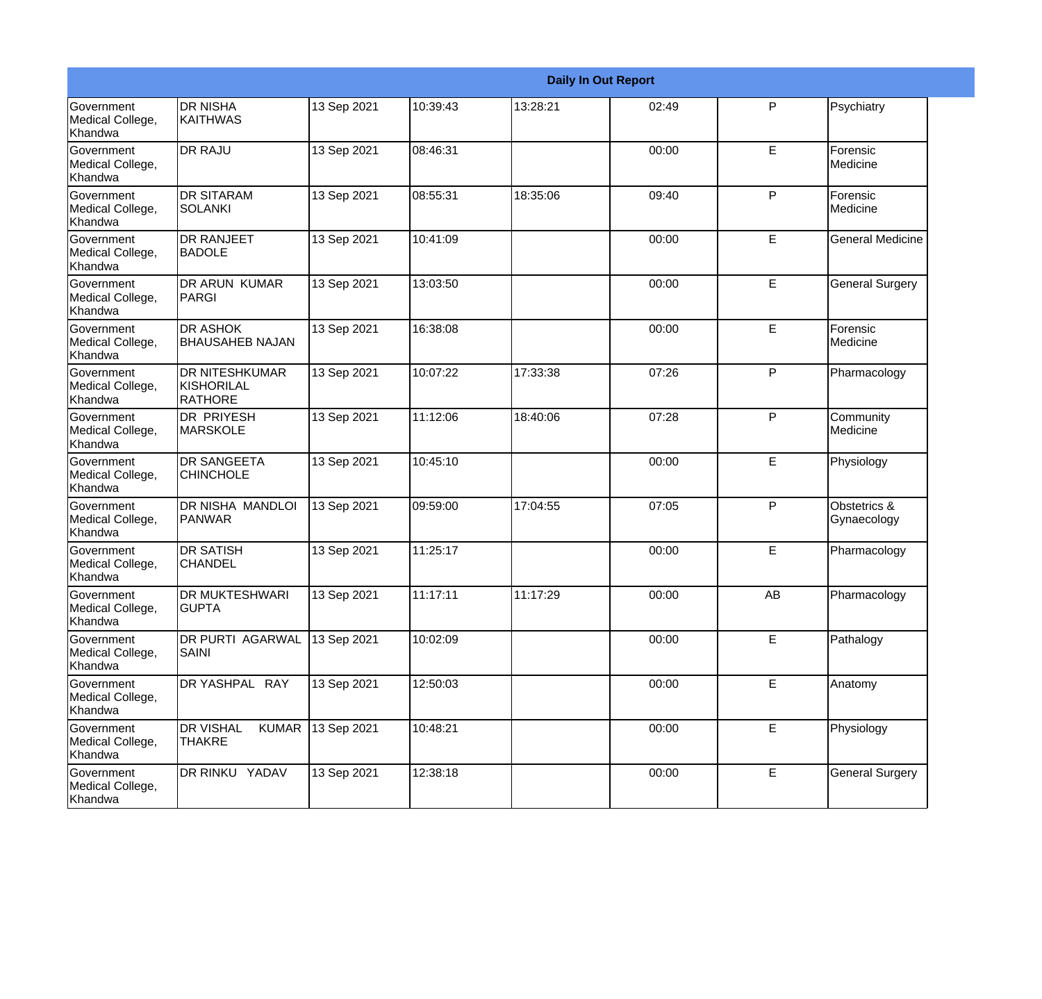| Daily In Out Report | | | | | | | |
|---|---|---|---|---|---|---|---|
| Government Medical College, Khandwa | DR NISHA KAITHWAS | 13 Sep 2021 | 10:39:43 | 13:28:21 | 02:49 | P | Psychiatry |
| Government Medical College, Khandwa | DR RAJU | 13 Sep 2021 | 08:46:31 | | 00:00 | E | Forensic Medicine |
| Government Medical College, Khandwa | DR SITARAM SOLANKI | 13 Sep 2021 | 08:55:31 | 18:35:06 | 09:40 | P | Forensic Medicine |
| Government Medical College, Khandwa | DR RANJEET BADOLE | 13 Sep 2021 | 10:41:09 | | 00:00 | E | General Medicine |
| Government Medical College, Khandwa | DR ARUN KUMAR PARGI | 13 Sep 2021 | 13:03:50 | | 00:00 | E | General Surgery |
| Government Medical College, Khandwa | DR ASHOK BHAUSAHEB NAJAN | 13 Sep 2021 | 16:38:08 | | 00:00 | E | Forensic Medicine |
| Government Medical College, Khandwa | DR NITESHKUMAR KISHORILAL RATHORE | 13 Sep 2021 | 10:07:22 | 17:33:38 | 07:26 | P | Pharmacology |
| Government Medical College, Khandwa | DR PRIYESH MARSKOLE | 13 Sep 2021 | 11:12:06 | 18:40:06 | 07:28 | P | Community Medicine |
| Government Medical College, Khandwa | DR SANGEETA CHINCHOLE | 13 Sep 2021 | 10:45:10 | | 00:00 | E | Physiology |
| Government Medical College, Khandwa | DR NISHA MANDLOI PANWAR | 13 Sep 2021 | 09:59:00 | 17:04:55 | 07:05 | P | Obstetrics & Gynaecology |
| Government Medical College, Khandwa | DR SATISH CHANDEL | 13 Sep 2021 | 11:25:17 | | 00:00 | E | Pharmacology |
| Government Medical College, Khandwa | DR MUKTESHWARI GUPTA | 13 Sep 2021 | 11:17:11 | 11:17:29 | 00:00 | AB | Pharmacology |
| Government Medical College, Khandwa | DR PURTI AGARWAL SAINI | 13 Sep 2021 | 10:02:09 | | 00:00 | E | Pathalogy |
| Government Medical College, Khandwa | DR YASHPAL RAY | 13 Sep 2021 | 12:50:03 | | 00:00 | E | Anatomy |
| Government Medical College, Khandwa | DR VISHAL KUMAR THAKRE | 13 Sep 2021 | 10:48:21 | | 00:00 | E | Physiology |
| Government Medical College, Khandwa | DR RINKU YADAV | 13 Sep 2021 | 12:38:18 | | 00:00 | E | General Surgery |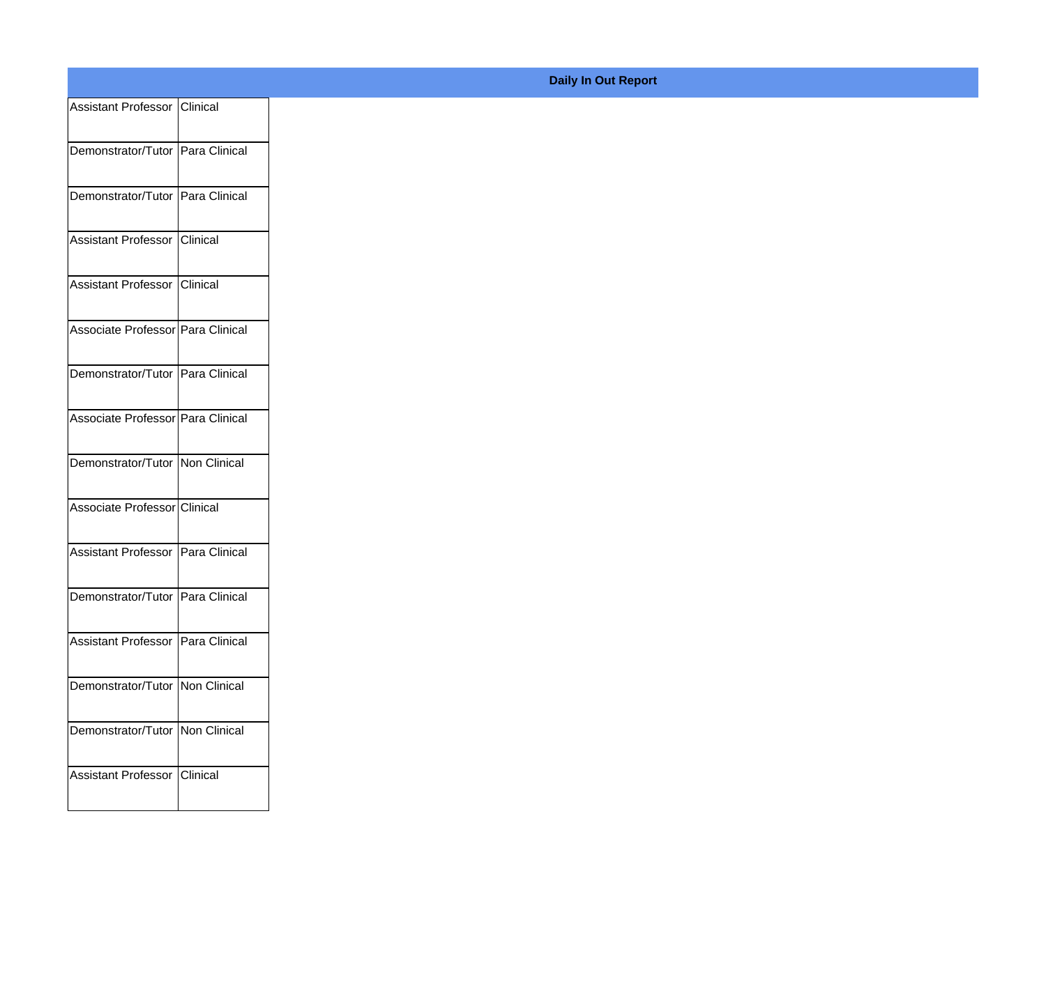**Daily In Out Report**

| | |
|---|---|
| Assistant Professor | Clinical |
| Demonstrator/Tutor | Para Clinical |
| Demonstrator/Tutor | Para Clinical |
| Assistant Professor | Clinical |
| Assistant Professor | Clinical |
| Associate Professor | Para Clinical |
| Demonstrator/Tutor | Para Clinical |
| Associate Professor | Para Clinical |
| Demonstrator/Tutor | Non Clinical |
| Associate Professor | Clinical |
| Assistant Professor | Para Clinical |
| Demonstrator/Tutor | Para Clinical |
| Assistant Professor | Para Clinical |
| Demonstrator/Tutor | Non Clinical |
| Demonstrator/Tutor | Non Clinical |
| Assistant Professor | Clinical |